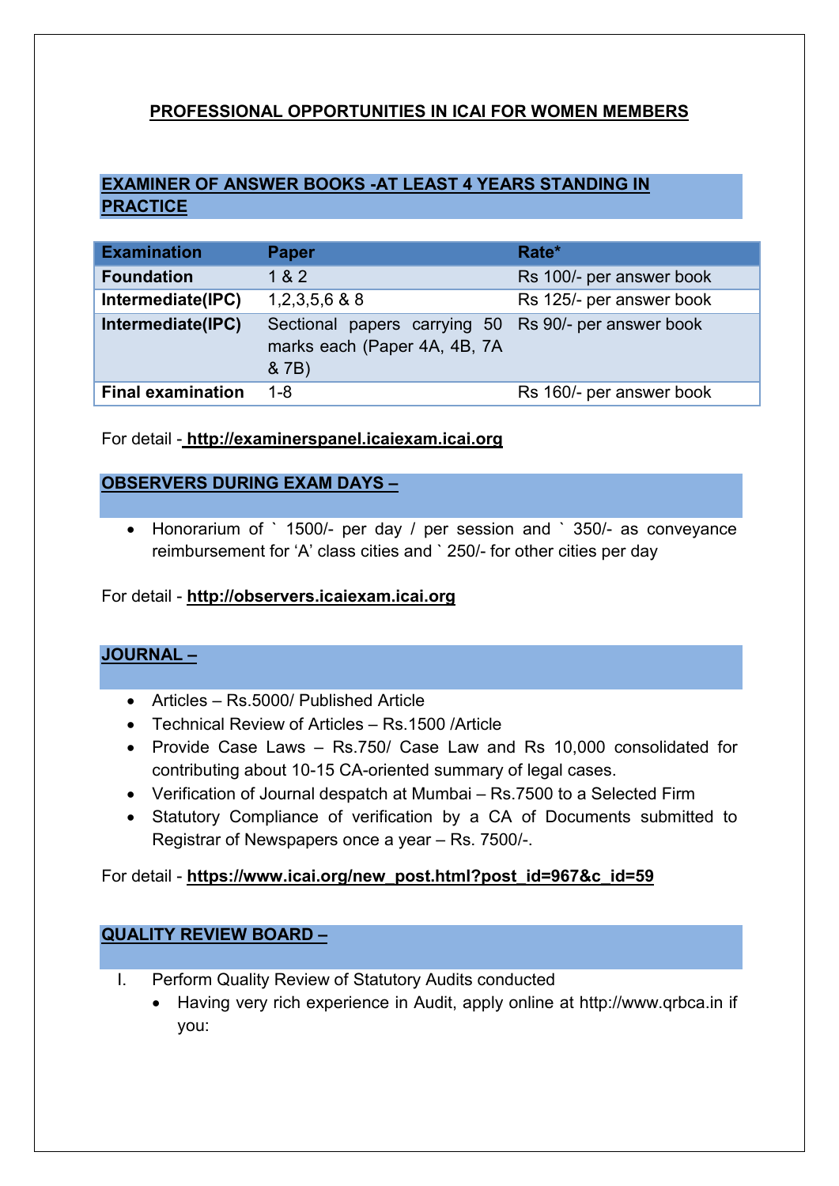# PROFESSIONAL OPPORTUNITIES IN ICAI FOR WOMEN MEMBERS

## EXAMINER OF ANSWER BOOKS -AT LEAST 4 YEARS STANDING IN PRACTICE

| Examination | Paper | Rate* |
|---|---|---|
| **Foundation** | 1 & 2 | Rs 100/- per answer book |
| **Intermediate(IPC)** | 1,2,3,5,6 & 8 | Rs 125/- per answer book |
| **Intermediate(IPC)** | Sectional papers carrying 50 marks each (Paper 4A, 4B, 7A & 7B) | Rs 90/- per answer book |
| **Final examination** | 1-8 | Rs 160/- per answer book |

For detail - **http://examinerspanel.icaiexam.icai.org**

## OBSERVERS DURING EXAM DAYS –

- Honorarium of ` 1500/- per day / per session and ` 350/- as conveyance reimbursement for ‘A’ class cities and ` 250/- for other cities per day

For detail - **http://observers.icaiexam.icai.org**

## JOURNAL –

- Articles – Rs.5000/ Published Article
- Technical Review of Articles – Rs.1500 /Article
- Provide Case Laws – Rs.750/ Case Law and Rs 10,000 consolidated for contributing about 10-15 CA-oriented summary of legal cases.
- Verification of Journal despatch at Mumbai – Rs.7500 to a Selected Firm
- Statutory Compliance of verification by a CA of Documents submitted to Registrar of Newspapers once a year – Rs. 7500/-.

For detail - **https://www.icai.org/new_post.html?post_id=967&c_id=59**

## QUALITY REVIEW BOARD –

I. Perform Quality Review of Statutory Audits conducted
   - Having very rich experience in Audit, apply online at http://www.qrbca.in if you: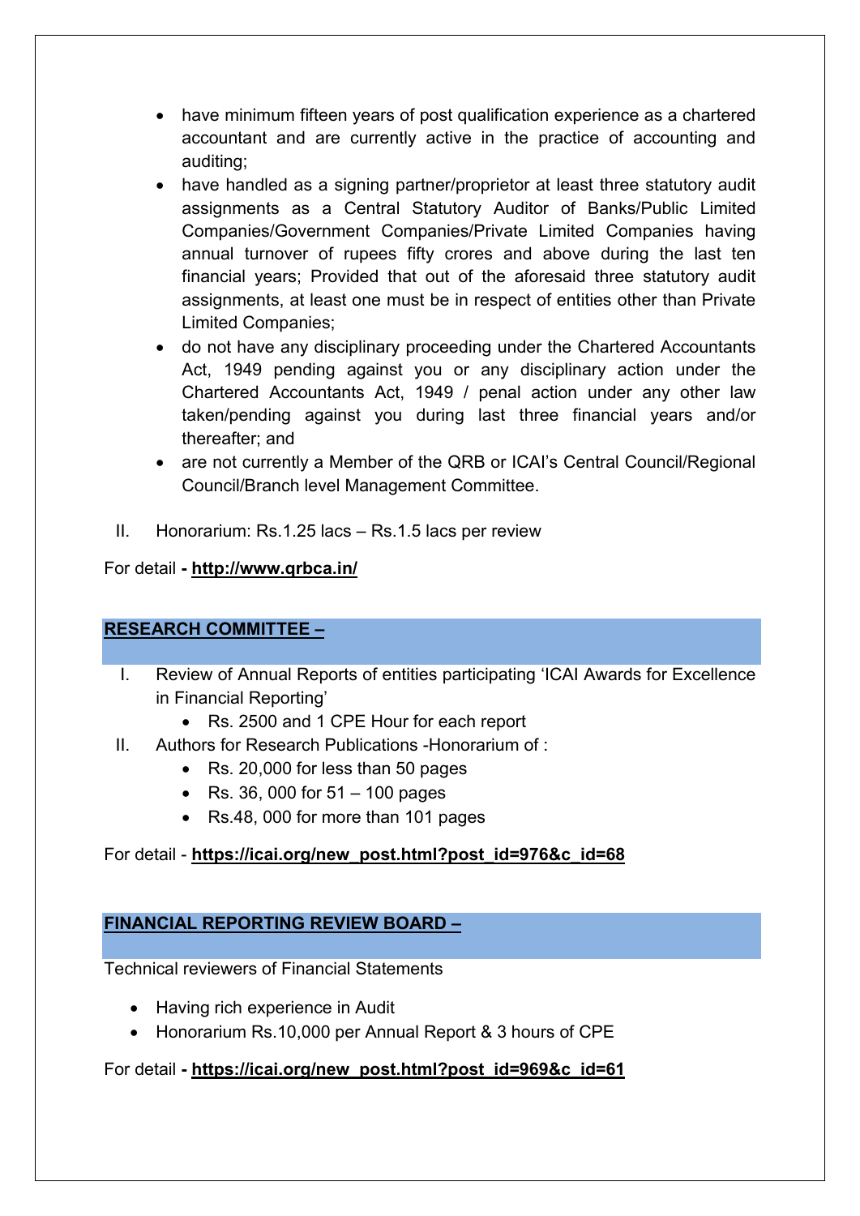- have minimum fifteen years of post qualification experience as a chartered accountant and are currently active in the practice of accounting and auditing;
- have handled as a signing partner/proprietor at least three statutory audit assignments as a Central Statutory Auditor of Banks/Public Limited Companies/Government Companies/Private Limited Companies having annual turnover of rupees fifty crores and above during the last ten financial years; Provided that out of the aforesaid three statutory audit assignments, at least one must be in respect of entities other than Private Limited Companies;
- do not have any disciplinary proceeding under the Chartered Accountants Act, 1949 pending against you or any disciplinary action under the Chartered Accountants Act, 1949 / penal action under any other law taken/pending against you during last three financial years and/or thereafter; and
- are not currently a Member of the QRB or ICAI's Central Council/Regional Council/Branch level Management Committee.

II. Honorarium: Rs.1.25 lacs – Rs.1.5 lacs per review

For detail **- http://www.qrbca.in/**

## RESEARCH COMMITTEE –

I. Review of Annual Reports of entities participating 'ICAI Awards for Excellence in Financial Reporting'
   - Rs. 2500 and 1 CPE Hour for each report

II. Authors for Research Publications -Honorarium of :
   - Rs. 20,000 for less than 50 pages
   - Rs. 36, 000 for 51 – 100 pages
   - Rs.48, 000 for more than 101 pages

For detail - **https://icai.org/new_post.html?post_id=976&c_id=68**

## FINANCIAL REPORTING REVIEW BOARD –

Technical reviewers of Financial Statements

- Having rich experience in Audit
- Honorarium Rs.10,000 per Annual Report & 3 hours of CPE

For detail **- https://icai.org/new_post.html?post_id=969&c_id=61**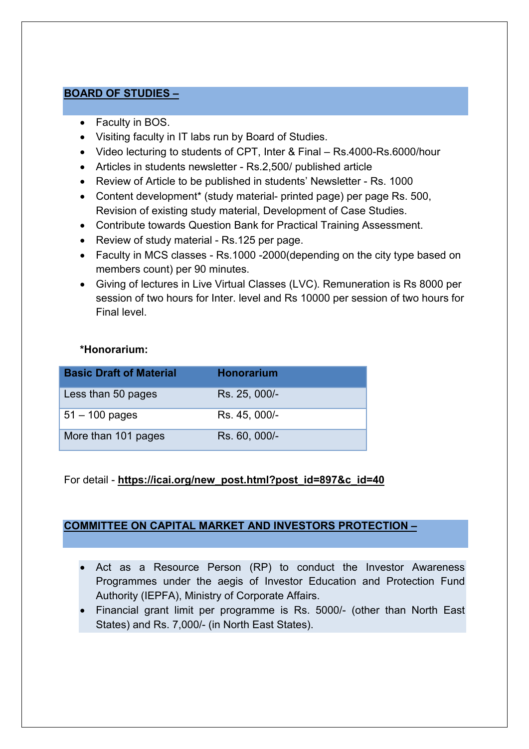## BOARD OF STUDIES –

- Faculty in BOS.
- Visiting faculty in IT labs run by Board of Studies.
- Video lecturing to students of CPT, Inter & Final – Rs.4000-Rs.6000/hour
- Articles in students newsletter - Rs.2,500/ published article
- Review of Article to be published in students' Newsletter - Rs. 1000
- Content development* (study material- printed page) per page Rs. 500, Revision of existing study material, Development of Case Studies.
- Contribute towards Question Bank for Practical Training Assessment.
- Review of study material - Rs.125 per page.
- Faculty in MCS classes - Rs.1000 -2000(depending on the city type based on members count) per 90 minutes.
- Giving of lectures in Live Virtual Classes (LVC). Remuneration is Rs 8000 per session of two hours for Inter. level and Rs 10000 per session of two hours for Final level.

**\*Honorarium:**

| Basic Draft of Material | Honorarium |
|---|---|
| Less than 50 pages | Rs. 25, 000/- |
| 51 – 100 pages | Rs. 45, 000/- |
| More than 101 pages | Rs. 60, 000/- |

For detail - **https://icai.org/new_post.html?post_id=897&c_id=40**

## COMMITTEE ON CAPITAL MARKET AND INVESTORS PROTECTION –

- Act as a Resource Person (RP) to conduct the Investor Awareness Programmes under the aegis of Investor Education and Protection Fund Authority (IEPFA), Ministry of Corporate Affairs.
- Financial grant limit per programme is Rs. 5000/- (other than North East States) and Rs. 7,000/- (in North East States).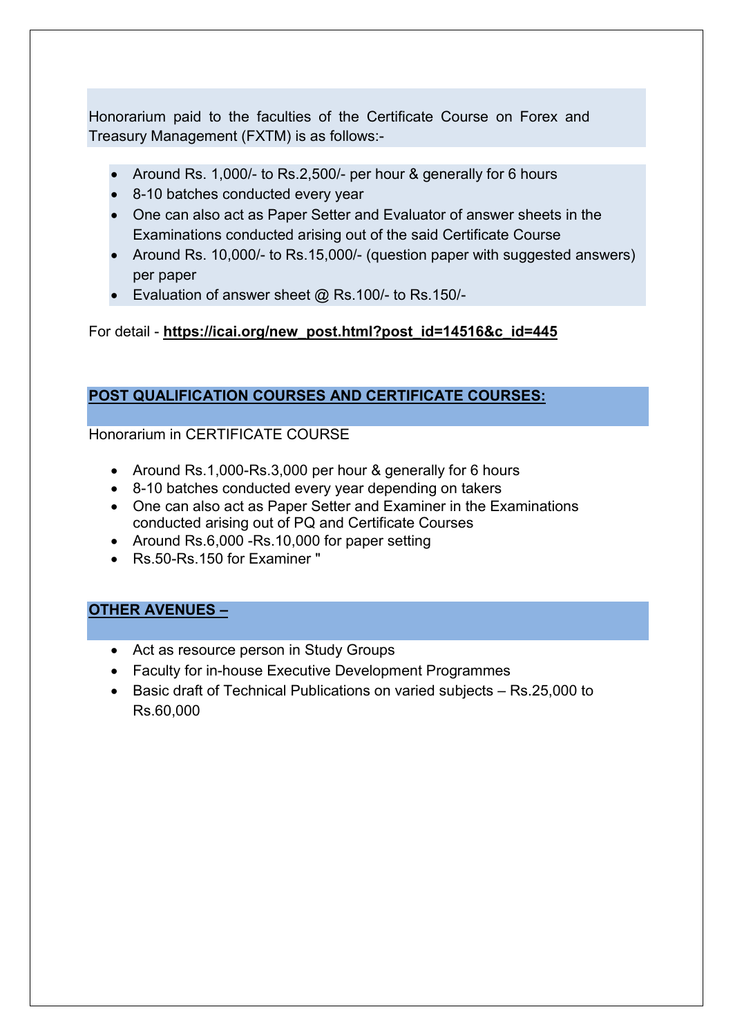Honorarium paid to the faculties of the Certificate Course on Forex and Treasury Management (FXTM) is as follows:-

- Around Rs. 1,000/- to Rs.2,500/- per hour & generally for 6 hours
- 8-10 batches conducted every year
- One can also act as Paper Setter and Evaluator of answer sheets in the Examinations conducted arising out of the said Certificate Course
- Around Rs. 10,000/- to Rs.15,000/- (question paper with suggested answers) per paper
- Evaluation of answer sheet @ Rs.100/- to Rs.150/-

For detail - **https://icai.org/new_post.html?post_id=14516&c_id=445**

## **POST QUALIFICATION COURSES AND CERTIFICATE COURSES:**

Honorarium in CERTIFICATE COURSE

- Around Rs.1,000-Rs.3,000 per hour & generally for 6 hours
- 8-10 batches conducted every year depending on takers
- One can also act as Paper Setter and Examiner in the Examinations conducted arising out of PQ and Certificate Courses
- Around Rs.6,000 -Rs.10,000 for paper setting
- Rs.50-Rs.150 for Examiner "

## **OTHER AVENUES –**

- Act as resource person in Study Groups
- Faculty for in-house Executive Development Programmes
- Basic draft of Technical Publications on varied subjects – Rs.25,000 to Rs.60,000